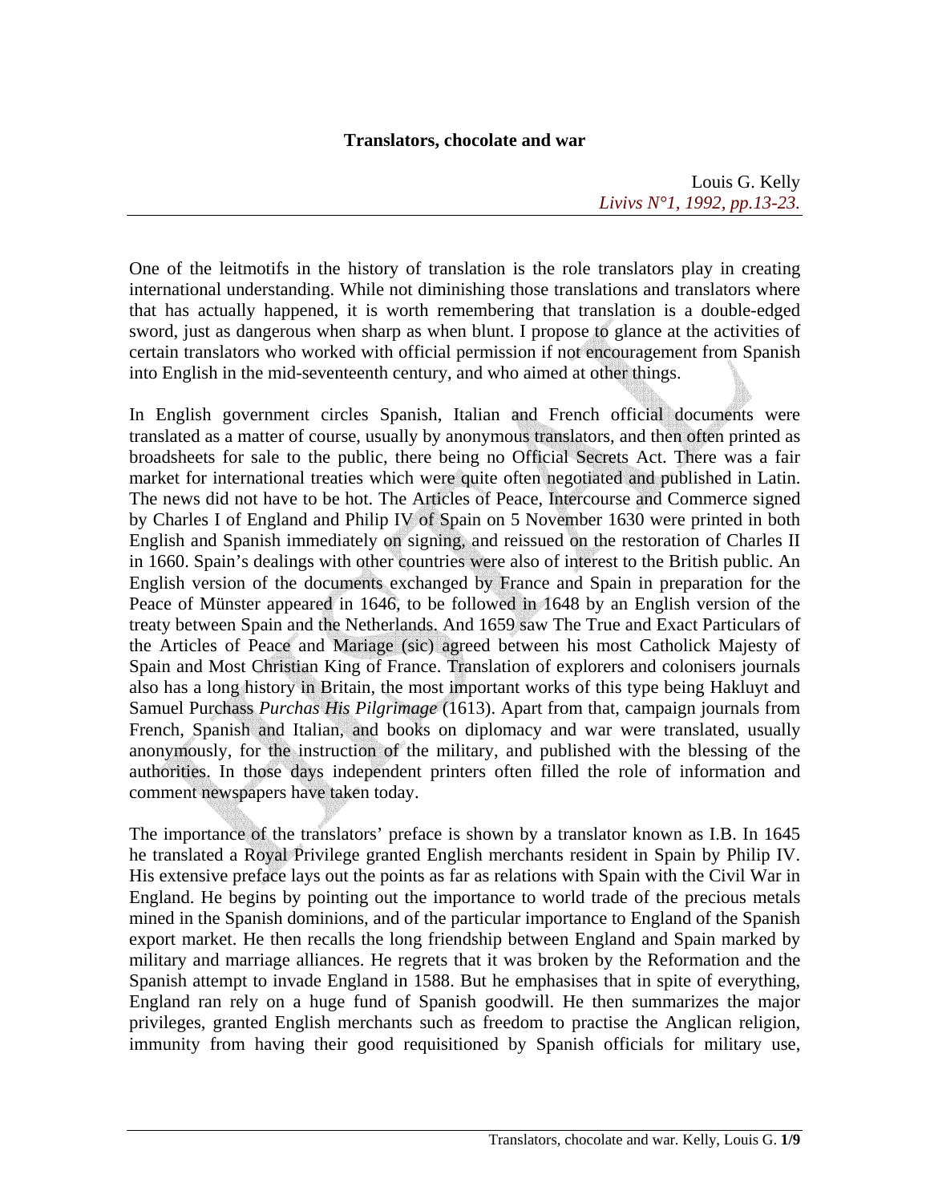# Translators, chocolate and war

Louis G. Kelly
*Livivs N°1, 1992, pp.13-23.*

One of the leitmotifs in the history of translation is the role translators play in creating international understanding. While not diminishing those translations and translators where that has actually happened, it is worth remembering that translation is a double-edged sword, just as dangerous when sharp as when blunt. I propose to glance at the activities of certain translators who worked with official permission if not encouragement from Spanish into English in the mid-seventeenth century, and who aimed at other things.

In English government circles Spanish, Italian and French official documents were translated as a matter of course, usually by anonymous translators, and then often printed as broadsheets for sale to the public, there being no Official Secrets Act. There was a fair market for international treaties which were quite often negotiated and published in Latin. The news did not have to be hot. The Articles of Peace, Intercourse and Commerce signed by Charles I of England and Philip IV of Spain on 5 November 1630 were printed in both English and Spanish immediately on signing, and reissued on the restoration of Charles II in 1660. Spain's dealings with other countries were also of interest to the British public. An English version of the documents exchanged by France and Spain in preparation for the Peace of Münster appeared in 1646, to be followed in 1648 by an English version of the treaty between Spain and the Netherlands. And 1659 saw The True and Exact Particulars of the Articles of Peace and Mariage (sic) agreed between his most Catholick Majesty of Spain and Most Christian King of France. Translation of explorers and colonisers journals also has a long history in Britain, the most important works of this type being Hakluyt and Samuel Purchass *Purchas His Pilgrimage* (1613). Apart from that, campaign journals from French, Spanish and Italian, and books on diplomacy and war were translated, usually anonymously, for the instruction of the military, and published with the blessing of the authorities. In those days independent printers often filled the role of information and comment newspapers have taken today.

The importance of the translators' preface is shown by a translator known as I.B. In 1645 he translated a Royal Privilege granted English merchants resident in Spain by Philip IV. His extensive preface lays out the points as far as relations with Spain with the Civil War in England. He begins by pointing out the importance to world trade of the precious metals mined in the Spanish dominions, and of the particular importance to England of the Spanish export market. He then recalls the long friendship between England and Spain marked by military and marriage alliances. He regrets that it was broken by the Reformation and the Spanish attempt to invade England in 1588. But he emphasises that in spite of everything, England ran rely on a huge fund of Spanish goodwill. He then summarizes the major privileges, granted English merchants such as freedom to practise the Anglican religion, immunity from having their good requisitioned by Spanish officials for military use,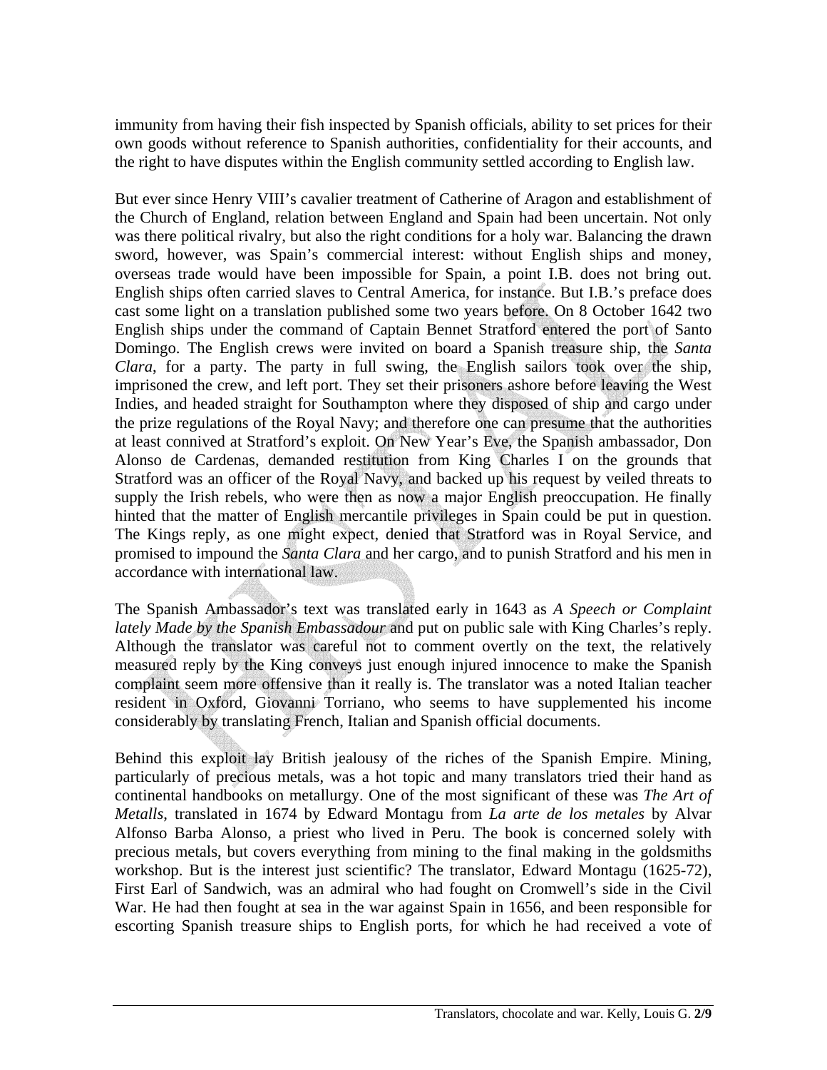immunity from having their fish inspected by Spanish officials, ability to set prices for their own goods without reference to Spanish authorities, confidentiality for their accounts, and the right to have disputes within the English community settled according to English law.

But ever since Henry VIII's cavalier treatment of Catherine of Aragon and establishment of the Church of England, relation between England and Spain had been uncertain. Not only was there political rivalry, but also the right conditions for a holy war. Balancing the drawn sword, however, was Spain's commercial interest: without English ships and money, overseas trade would have been impossible for Spain, a point I.B. does not bring out. English ships often carried slaves to Central America, for instance. But I.B.'s preface does cast some light on a translation published some two years before. On 8 October 1642 two English ships under the command of Captain Bennet Stratford entered the port of Santo Domingo. The English crews were invited on board a Spanish treasure ship, the *Santa Clara*, for a party. The party in full swing, the English sailors took over the ship, imprisoned the crew, and left port. They set their prisoners ashore before leaving the West Indies, and headed straight for Southampton where they disposed of ship and cargo under the prize regulations of the Royal Navy; and therefore one can presume that the authorities at least connived at Stratford's exploit. On New Year's Eve, the Spanish ambassador, Don Alonso de Cardenas, demanded restitution from King Charles I on the grounds that Stratford was an officer of the Royal Navy, and backed up his request by veiled threats to supply the Irish rebels, who were then as now a major English preoccupation. He finally hinted that the matter of English mercantile privileges in Spain could be put in question. The Kings reply, as one might expect, denied that Stratford was in Royal Service, and promised to impound the *Santa Clara* and her cargo, and to punish Stratford and his men in accordance with international law.

The Spanish Ambassador's text was translated early in 1643 as *A Speech or Complaint lately Made by the Spanish Embassadour* and put on public sale with King Charles's reply. Although the translator was careful not to comment overtly on the text, the relatively measured reply by the King conveys just enough injured innocence to make the Spanish complaint seem more offensive than it really is. The translator was a noted Italian teacher resident in Oxford, Giovanni Torriano, who seems to have supplemented his income considerably by translating French, Italian and Spanish official documents.

Behind this exploit lay British jealousy of the riches of the Spanish Empire. Mining, particularly of precious metals, was a hot topic and many translators tried their hand as continental handbooks on metallurgy. One of the most significant of these was *The Art of Metalls*, translated in 1674 by Edward Montagu from *La arte de los metales* by Alvar Alfonso Barba Alonso, a priest who lived in Peru. The book is concerned solely with precious metals, but covers everything from mining to the final making in the goldsmiths workshop. But is the interest just scientific? The translator, Edward Montagu (1625-72), First Earl of Sandwich, was an admiral who had fought on Cromwell's side in the Civil War. He had then fought at sea in the war against Spain in 1656, and been responsible for escorting Spanish treasure ships to English ports, for which he had received a vote of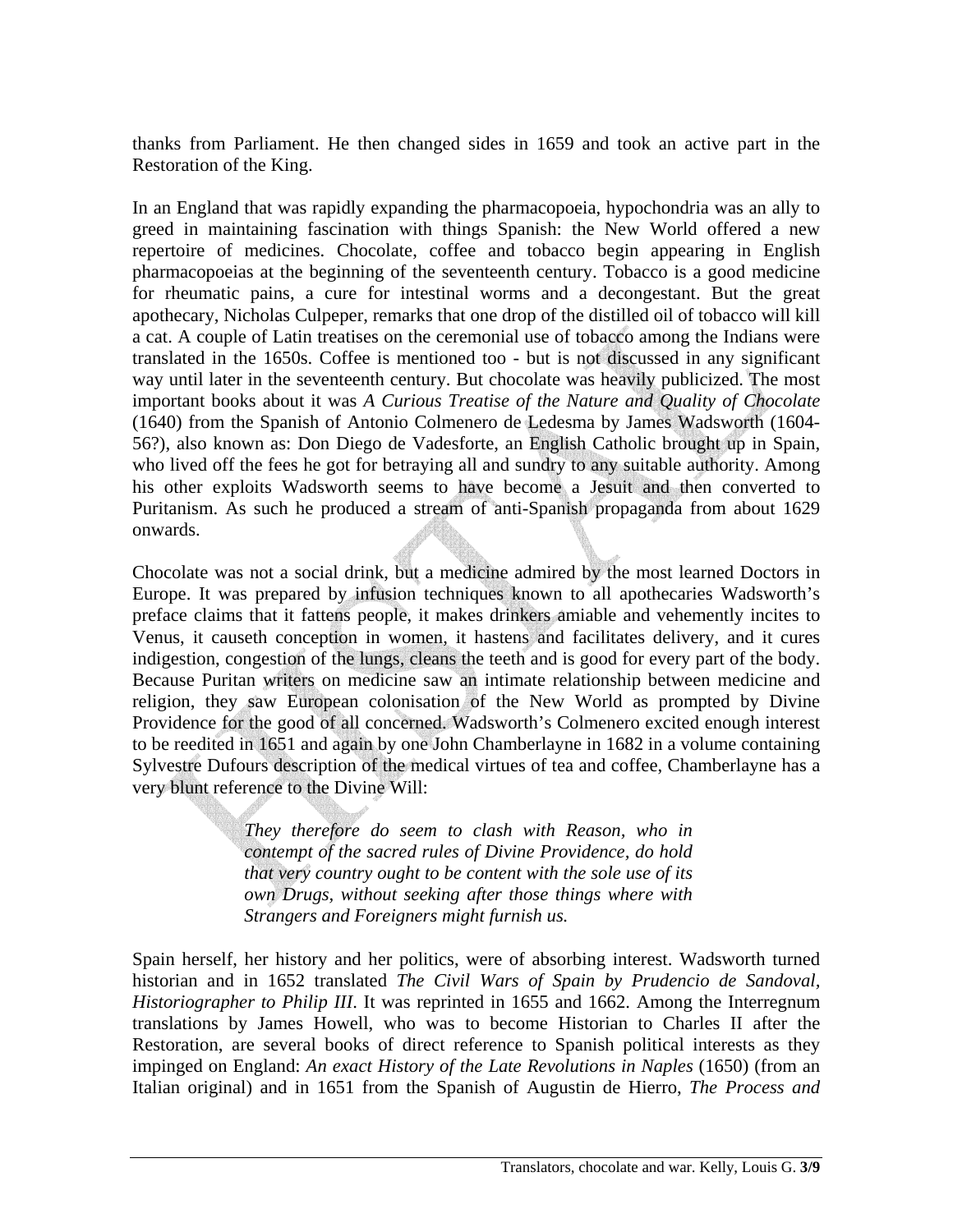thanks from Parliament. He then changed sides in 1659 and took an active part in the Restoration of the King.

In an England that was rapidly expanding the pharmacopoeia, hypochondria was an ally to greed in maintaining fascination with things Spanish: the New World offered a new repertoire of medicines. Chocolate, coffee and tobacco begin appearing in English pharmacopoeias at the beginning of the seventeenth century. Tobacco is a good medicine for rheumatic pains, a cure for intestinal worms and a decongestant. But the great apothecary, Nicholas Culpeper, remarks that one drop of the distilled oil of tobacco will kill a cat. A couple of Latin treatises on the ceremonial use of tobacco among the Indians were translated in the 1650s. Coffee is mentioned too - but is not discussed in any significant way until later in the seventeenth century. But chocolate was heavily publicized. The most important books about it was *A Curious Treatise of the Nature and Quality of Chocolate* (1640) from the Spanish of Antonio Colmenero de Ledesma by James Wadsworth (1604-56?), also known as: Don Diego de Vadesforte, an English Catholic brought up in Spain, who lived off the fees he got for betraying all and sundry to any suitable authority. Among his other exploits Wadsworth seems to have become a Jesuit and then converted to Puritanism. As such he produced a stream of anti-Spanish propaganda from about 1629 onwards.

Chocolate was not a social drink, but a medicine admired by the most learned Doctors in Europe. It was prepared by infusion techniques known to all apothecaries Wadsworth's preface claims that it fattens people, it makes drinkers amiable and vehemently incites to Venus, it causeth conception in women, it hastens and facilitates delivery, and it cures indigestion, congestion of the lungs, cleans the teeth and is good for every part of the body. Because Puritan writers on medicine saw an intimate relationship between medicine and religion, they saw European colonisation of the New World as prompted by Divine Providence for the good of all concerned. Wadsworth's Colmenero excited enough interest to be reedited in 1651 and again by one John Chamberlayne in 1682 in a volume containing Sylvestre Dufours description of the medical virtues of tea and coffee, Chamberlayne has a very blunt reference to the Divine Will:

> *They therefore do seem to clash with Reason, who in contempt of the sacred rules of Divine Providence, do hold that very country ought to be content with the sole use of its own Drugs, without seeking after those things where with Strangers and Foreigners might furnish us.*

Spain herself, her history and her politics, were of absorbing interest. Wadsworth turned historian and in 1652 translated *The Civil Wars of Spain by Prudencio de Sandoval, Historiographer to Philip III*. It was reprinted in 1655 and 1662. Among the Interregnum translations by James Howell, who was to become Historian to Charles II after the Restoration, are several books of direct reference to Spanish political interests as they impinged on England: *An exact History of the Late Revolutions in Naples* (1650) (from an Italian original) and in 1651 from the Spanish of Augustin de Hierro, *The Process and*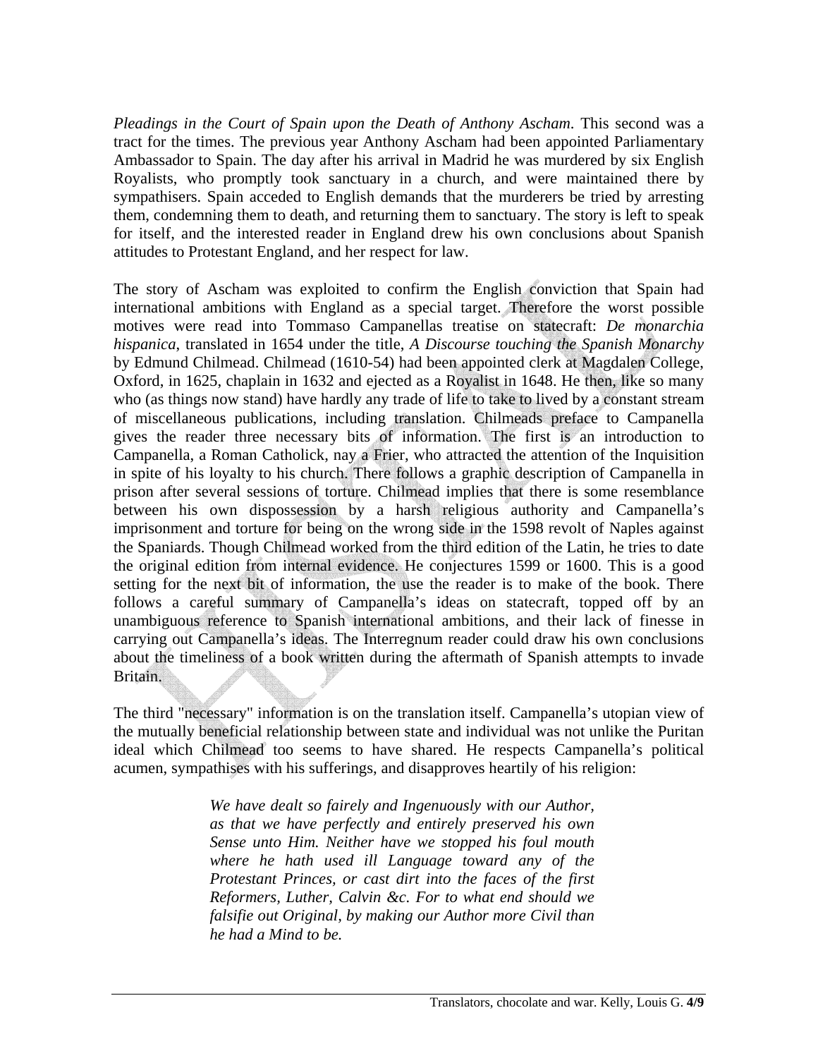*Pleadings in the Court of Spain upon the Death of Anthony Ascham*. This second was a tract for the times. The previous year Anthony Ascham had been appointed Parliamentary Ambassador to Spain. The day after his arrival in Madrid he was murdered by six English Royalists, who promptly took sanctuary in a church, and were maintained there by sympathisers. Spain acceded to English demands that the murderers be tried by arresting them, condemning them to death, and returning them to sanctuary. The story is left to speak for itself, and the interested reader in England drew his own conclusions about Spanish attitudes to Protestant England, and her respect for law.

The story of Ascham was exploited to confirm the English conviction that Spain had international ambitions with England as a special target. Therefore the worst possible motives were read into Tommaso Campanellas treatise on statecraft: *De monarchia hispanica*, translated in 1654 under the title, *A Discourse touching the Spanish Monarchy* by Edmund Chilmead. Chilmead (1610-54) had been appointed clerk at Magdalen College, Oxford, in 1625, chaplain in 1632 and ejected as a Royalist in 1648. He then, like so many who (as things now stand) have hardly any trade of life to take to lived by a constant stream of miscellaneous publications, including translation. Chilmeads preface to Campanella gives the reader three necessary bits of information. The first is an introduction to Campanella, a Roman Catholick, nay a Frier, who attracted the attention of the Inquisition in spite of his loyalty to his church. There follows a graphic description of Campanella in prison after several sessions of torture. Chilmead implies that there is some resemblance between his own dispossession by a harsh religious authority and Campanella's imprisonment and torture for being on the wrong side in the 1598 revolt of Naples against the Spaniards. Though Chilmead worked from the third edition of the Latin, he tries to date the original edition from internal evidence. He conjectures 1599 or 1600. This is a good setting for the next bit of information, the use the reader is to make of the book. There follows a careful summary of Campanella's ideas on statecraft, topped off by an unambiguous reference to Spanish international ambitions, and their lack of finesse in carrying out Campanella's ideas. The Interregnum reader could draw his own conclusions about the timeliness of a book written during the aftermath of Spanish attempts to invade Britain.

The third "necessary" information is on the translation itself. Campanella's utopian view of the mutually beneficial relationship between state and individual was not unlike the Puritan ideal which Chilmead too seems to have shared. He respects Campanella's political acumen, sympathises with his sufferings, and disapproves heartily of his religion:

> *We have dealt so fairely and Ingenuously with our Author, as that we have perfectly and entirely preserved his own Sense unto Him. Neither have we stopped his foul mouth where he hath used ill Language toward any of the Protestant Princes, or cast dirt into the faces of the first Reformers, Luther, Calvin &c. For to what end should we falsifie out Original, by making our Author more Civil than he had a Mind to be.*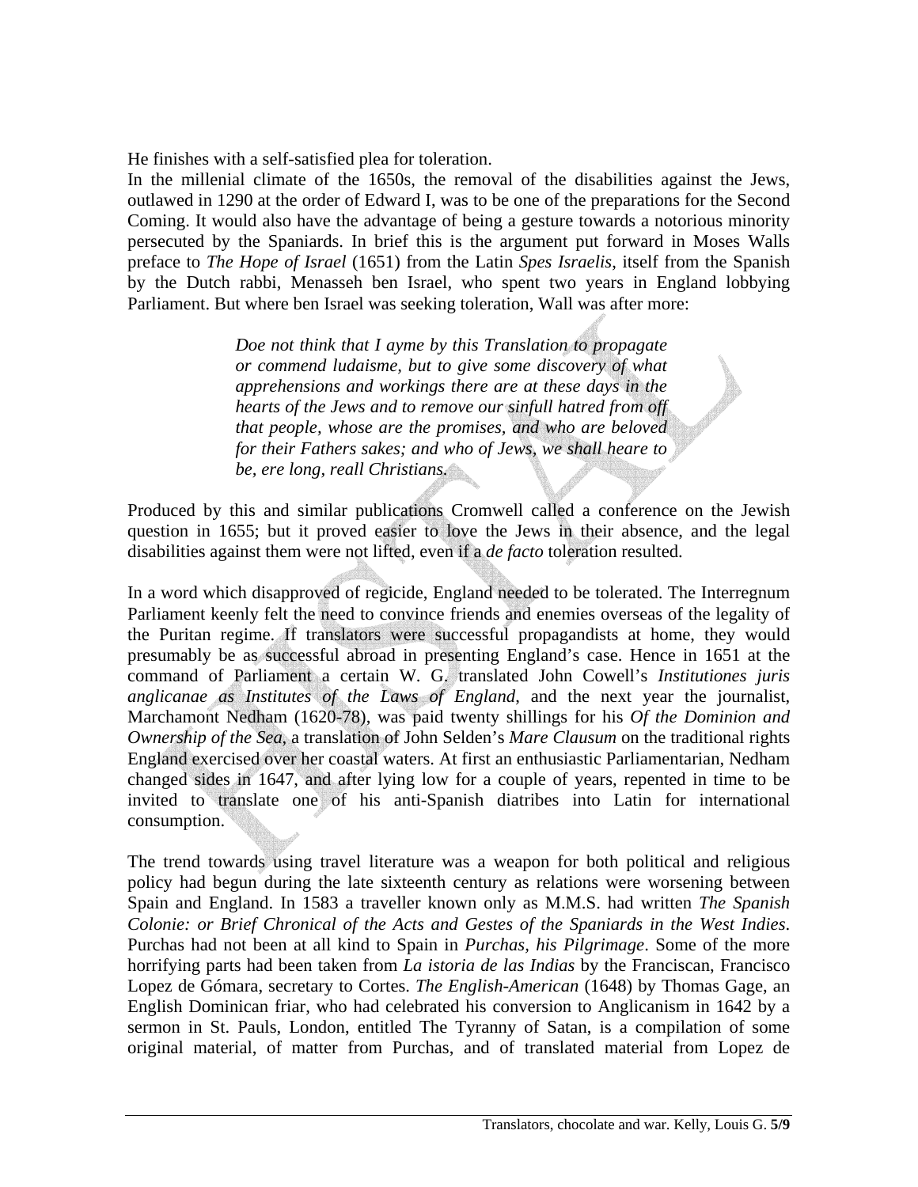He finishes with a self-satisfied plea for toleration.

In the millenial climate of the 1650s, the removal of the disabilities against the Jews, outlawed in 1290 at the order of Edward I, was to be one of the preparations for the Second Coming. It would also have the advantage of being a gesture towards a notorious minority persecuted by the Spaniards. In brief this is the argument put forward in Moses Walls preface to *The Hope of Israel* (1651) from the Latin *Spes Israelis*, itself from the Spanish by the Dutch rabbi, Menasseh ben Israel, who spent two years in England lobbying Parliament. But where ben Israel was seeking toleration, Wall was after more:

> *Doe not think that I ayme by this Translation to propagate or commend ludaisme, but to give some discovery of what apprehensions and workings there are at these days in the hearts of the Jews and to remove our sinfull hatred from off that people, whose are the promises, and who are beloved for their Fathers sakes; and who of Jews, we shall heare to be, ere long, reall Christians.*

Produced by this and similar publications Cromwell called a conference on the Jewish question in 1655; but it proved easier to love the Jews in their absence, and the legal disabilities against them were not lifted, even if a *de facto* toleration resulted.

In a word which disapproved of regicide, England needed to be tolerated. The Interregnum Parliament keenly felt the need to convince friends and enemies overseas of the legality of the Puritan regime. If translators were successful propagandists at home, they would presumably be as successful abroad in presenting England's case. Hence in 1651 at the command of Parliament a certain W. G. translated John Cowell's *Institutiones juris anglicanae as Institutes of the Laws of England*, and the next year the journalist, Marchamont Nedham (1620-78), was paid twenty shillings for his *Of the Dominion and Ownership of the Sea*, a translation of John Selden's *Mare Clausum* on the traditional rights England exercised over her coastal waters. At first an enthusiastic Parliamentarian, Nedham changed sides in 1647, and after lying low for a couple of years, repented in time to be invited to translate one of his anti-Spanish diatribes into Latin for international consumption.

The trend towards using travel literature was a weapon for both political and religious policy had begun during the late sixteenth century as relations were worsening between Spain and England. In 1583 a traveller known only as M.M.S. had written *The Spanish Colonie: or Brief Chronical of the Acts and Gestes of the Spaniards in the West Indies*. Purchas had not been at all kind to Spain in *Purchas, his Pilgrimage*. Some of the more horrifying parts had been taken from *La istoria de las Indias* by the Franciscan, Francisco Lopez de Gómara, secretary to Cortes. *The English-American* (1648) by Thomas Gage, an English Dominican friar, who had celebrated his conversion to Anglicanism in 1642 by a sermon in St. Pauls, London, entitled The Tyranny of Satan, is a compilation of some original material, of matter from Purchas, and of translated material from Lopez de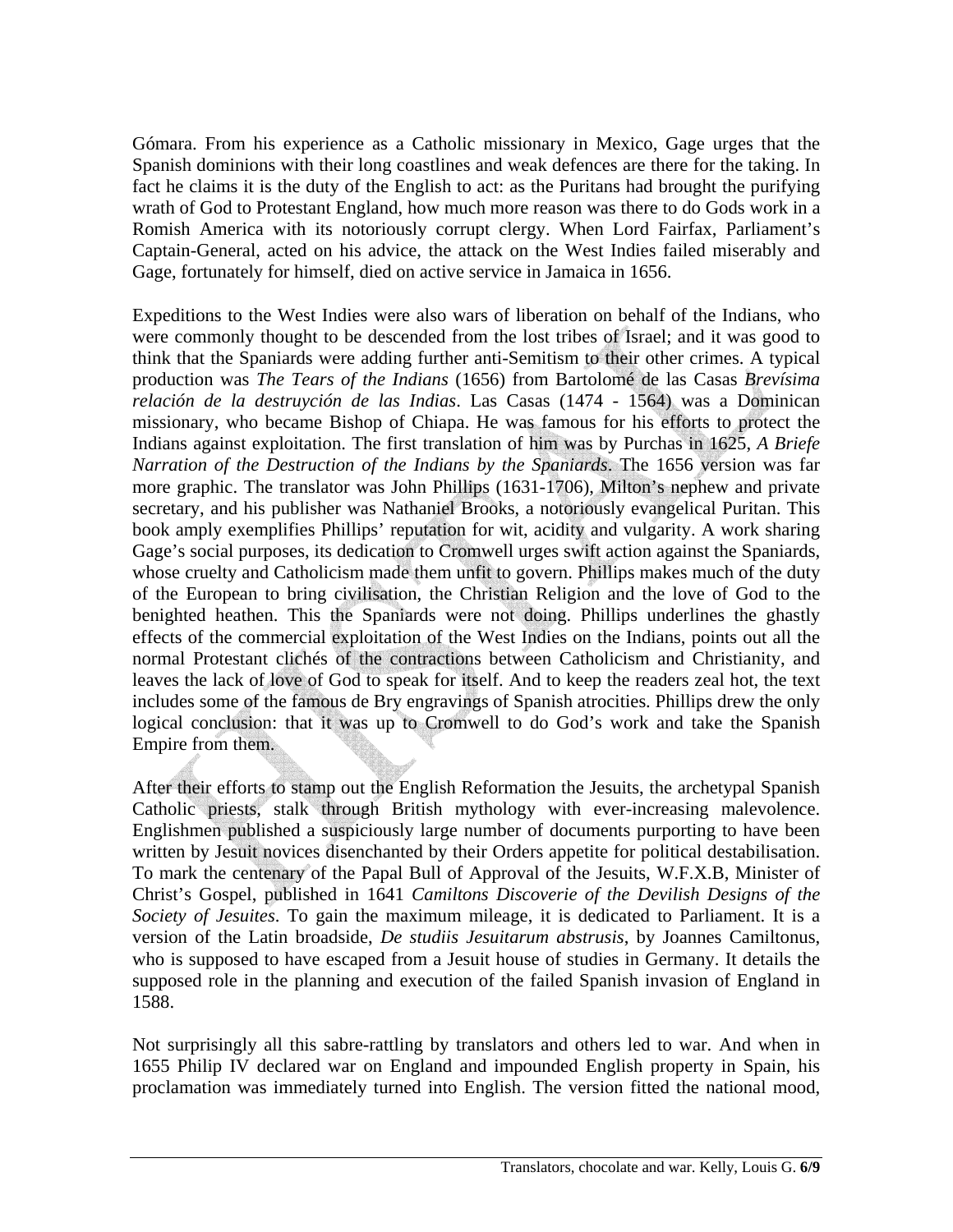Gómara. From his experience as a Catholic missionary in Mexico, Gage urges that the Spanish dominions with their long coastlines and weak defences are there for the taking. In fact he claims it is the duty of the English to act: as the Puritans had brought the purifying wrath of God to Protestant England, how much more reason was there to do Gods work in a Romish America with its notoriously corrupt clergy. When Lord Fairfax, Parliament's Captain-General, acted on his advice, the attack on the West Indies failed miserably and Gage, fortunately for himself, died on active service in Jamaica in 1656.

Expeditions to the West Indies were also wars of liberation on behalf of the Indians, who were commonly thought to be descended from the lost tribes of Israel; and it was good to think that the Spaniards were adding further anti-Semitism to their other crimes. A typical production was *The Tears of the Indians* (1656) from Bartolomé de las Casas *Brevísima relación de la destruyción de las Indias*. Las Casas (1474 - 1564) was a Dominican missionary, who became Bishop of Chiapa. He was famous for his efforts to protect the Indians against exploitation. The first translation of him was by Purchas in 1625, *A Briefe Narration of the Destruction of the Indians by the Spaniards*. The 1656 version was far more graphic. The translator was John Phillips (1631-1706), Milton's nephew and private secretary, and his publisher was Nathaniel Brooks, a notoriously evangelical Puritan. This book amply exemplifies Phillips' reputation for wit, acidity and vulgarity. A work sharing Gage's social purposes, its dedication to Cromwell urges swift action against the Spaniards, whose cruelty and Catholicism made them unfit to govern. Phillips makes much of the duty of the European to bring civilisation, the Christian Religion and the love of God to the benighted heathen. This the Spaniards were not doing. Phillips underlines the ghastly effects of the commercial exploitation of the West Indies on the Indians, points out all the normal Protestant clichés of the contractions between Catholicism and Christianity, and leaves the lack of love of God to speak for itself. And to keep the readers zeal hot, the text includes some of the famous de Bry engravings of Spanish atrocities. Phillips drew the only logical conclusion: that it was up to Cromwell to do God's work and take the Spanish Empire from them.

After their efforts to stamp out the English Reformation the Jesuits, the archetypal Spanish Catholic priests, stalk through British mythology with ever-increasing malevolence. Englishmen published a suspiciously large number of documents purporting to have been written by Jesuit novices disenchanted by their Orders appetite for political destabilisation. To mark the centenary of the Papal Bull of Approval of the Jesuits, W.F.X.B, Minister of Christ's Gospel, published in 1641 *Camiltons Discoverie of the Devilish Designs of the Society of Jesuites*. To gain the maximum mileage, it is dedicated to Parliament. It is a version of the Latin broadside, *De studiis Jesuitarum abstrusis*, by Joannes Camiltonus, who is supposed to have escaped from a Jesuit house of studies in Germany. It details the supposed role in the planning and execution of the failed Spanish invasion of England in 1588.

Not surprisingly all this sabre-rattling by translators and others led to war. And when in 1655 Philip IV declared war on England and impounded English property in Spain, his proclamation was immediately turned into English. The version fitted the national mood,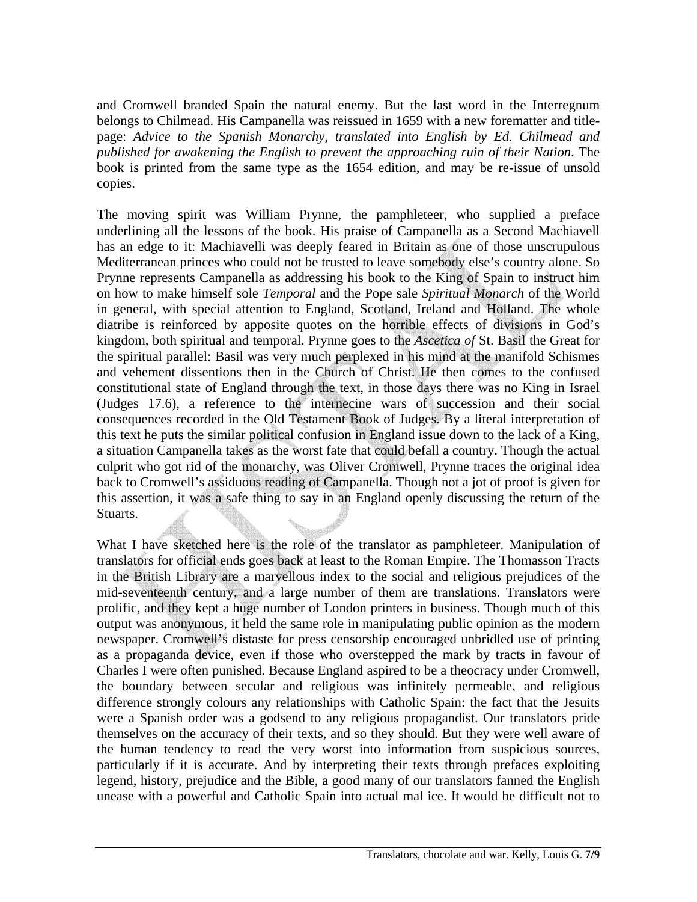and Cromwell branded Spain the natural enemy. But the last word in the Interregnum belongs to Chilmead. His Campanella was reissued in 1659 with a new forematter and title-page: *Advice to the Spanish Monarchy, translated into English by Ed. Chilmead and published for awakening the English to prevent the approaching ruin of their Nation.* The book is printed from the same type as the 1654 edition, and may be re-issue of unsold copies.

The moving spirit was William Prynne, the pamphleteer, who supplied a preface underlining all the lessons of the book. His praise of Campanella as a Second Machiavell has an edge to it: Machiavelli was deeply feared in Britain as one of those unscrupulous Mediterranean princes who could not be trusted to leave somebody else's country alone. So Prynne represents Campanella as addressing his book to the King of Spain to instruct him on how to make himself sole *Temporal* and the Pope sale *Spiritual Monarch* of the World in general, with special attention to England, Scotland, Ireland and Holland. The whole diatribe is reinforced by apposite quotes on the horrible effects of divisions in God's kingdom, both spiritual and temporal. Prynne goes to the *Ascetica of* St. Basil the Great for the spiritual parallel: Basil was very much perplexed in his mind at the manifold Schismes and vehement dissentions then in the Church of Christ. He then comes to the confused constitutional state of England through the text, in those days there was no King in Israel (Judges 17.6), a reference to the internecine wars of succession and their social consequences recorded in the Old Testament Book of Judges. By a literal interpretation of this text he puts the similar political confusion in England issue down to the lack of a King, a situation Campanella takes as the worst fate that could befall a country. Though the actual culprit who got rid of the monarchy, was Oliver Cromwell, Prynne traces the original idea back to Cromwell's assiduous reading of Campanella. Though not a jot of proof is given for this assertion, it was a safe thing to say in an England openly discussing the return of the Stuarts.

What I have sketched here is the role of the translator as pamphleteer. Manipulation of translators for official ends goes back at least to the Roman Empire. The Thomasson Tracts in the British Library are a marvellous index to the social and religious prejudices of the mid-seventeenth century, and a large number of them are translations. Translators were prolific, and they kept a huge number of London printers in business. Though much of this output was anonymous, it held the same role in manipulating public opinion as the modern newspaper. Cromwell's distaste for press censorship encouraged unbridled use of printing as a propaganda device, even if those who overstepped the mark by tracts in favour of Charles I were often punished. Because England aspired to be a theocracy under Cromwell, the boundary between secular and religious was infinitely permeable, and religious difference strongly colours any relationships with Catholic Spain: the fact that the Jesuits were a Spanish order was a godsend to any religious propagandist. Our translators pride themselves on the accuracy of their texts, and so they should. But they were well aware of the human tendency to read the very worst into information from suspicious sources, particularly if it is accurate. And by interpreting their texts through prefaces exploiting legend, history, prejudice and the Bible, a good many of our translators fanned the English unease with a powerful and Catholic Spain into actual mal ice. It would be difficult not to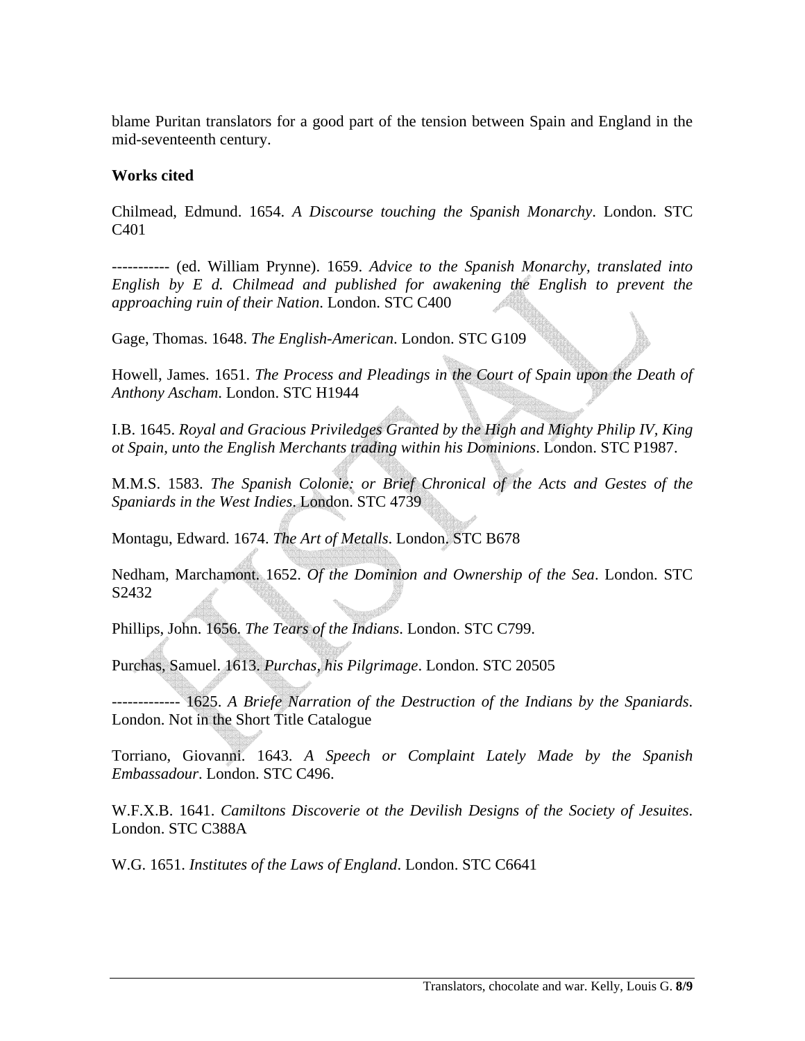blame Puritan translators for a good part of the tension between Spain and England in the mid-seventeenth century.

**Works cited**

Chilmead, Edmund. 1654. *A Discourse touching the Spanish Monarchy*. London. STC C401

----------- (ed. William Prynne). 1659. *Advice to the Spanish Monarchy, translated into English by E d. Chilmead and published for awakening the English to prevent the approaching ruin of their Nation*. London. STC C400

Gage, Thomas. 1648. *The English-American*. London. STC G109

Howell, James. 1651. *The Process and Pleadings in the Court of Spain upon the Death of Anthony Ascham*. London. STC H1944

I.B. 1645. *Royal and Gracious Priviledges Granted by the High and Mighty Philip IV, King ot Spain, unto the English Merchants trading within his Dominions*. London. STC P1987.

M.M.S. 1583. *The Spanish Colonie: or Brief Chronical of the Acts and Gestes of the Spaniards in the West Indies*. London. STC 4739

Montagu, Edward. 1674. *The Art of Metalls*. London. STC B678

Nedham, Marchamont. 1652. *Of the Dominion and Ownership of the Sea*. London. STC S2432

Phillips, John. 1656. *The Tears of the Indians*. London. STC C799.

Purchas, Samuel. 1613. *Purchas, his Pilgrimage*. London. STC 20505

------------- 1625. *A Briefe Narration of the Destruction of the Indians by the Spaniards*. London. Not in the Short Title Catalogue

Torriano, Giovanni. 1643. *A Speech or Complaint Lately Made by the Spanish Embassadour*. London. STC C496.

W.F.X.B. 1641. *Camiltons Discoverie ot the Devilish Designs of the Society of Jesuites*. London. STC C388A

W.G. 1651. *Institutes of the Laws of England*. London. STC C6641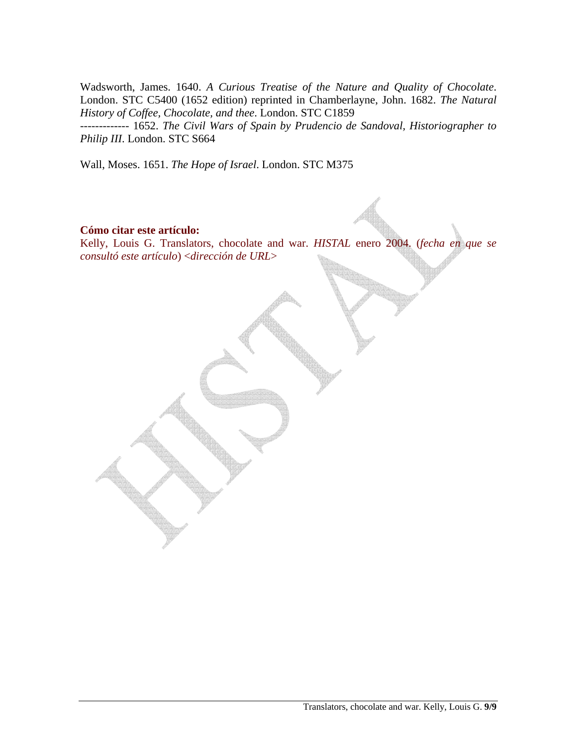Wadsworth, James. 1640. *A Curious Treatise of the Nature and Quality of Chocolate*. London. STC C5400 (1652 edition) reprinted in Chamberlayne, John. 1682. *The Natural History of Coffee, Chocolate, and thee*. London. STC C1859

------------- 1652. *The Civil Wars of Spain by Prudencio de Sandoval, Historiographer to Philip III*. London. STC S664

Wall, Moses. 1651. *The Hope of Israel*. London. STC M375

**Cómo citar este artículo:**

Kelly, Louis G. Translators, chocolate and war. *HISTAL* enero 2004. (*fecha en que se consultó este artículo*) <*dirección de URL*>